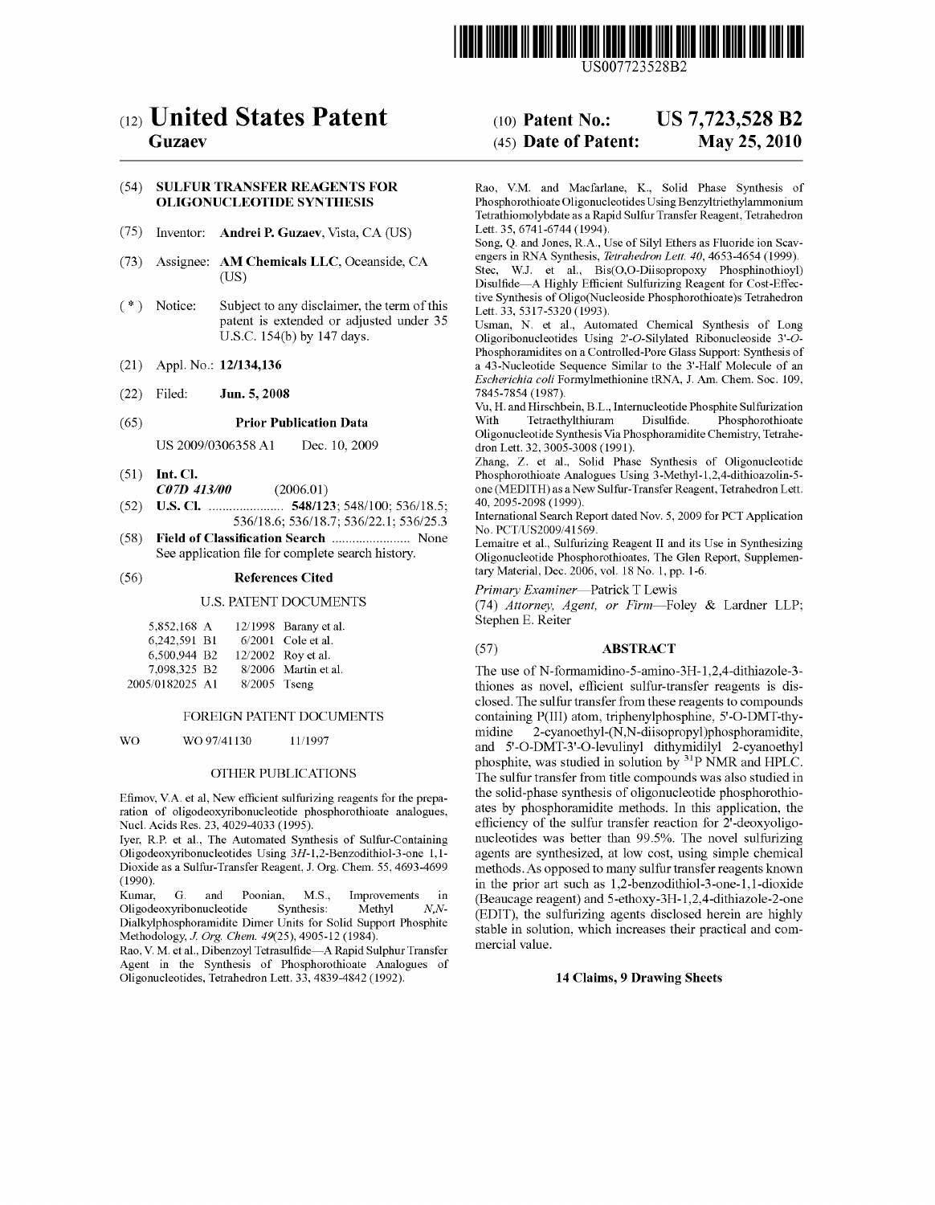US007723528B2

# (12) United States Patent
**Guzaev**

**(10) Patent No.: US 7,723,528 B2**

**(45) Date of Patent: May 25, 2010**

## (54) SULFUR TRANSFER REAGENTS FOR OLIGONUCLEOTIDE SYNTHESIS

(75) Inventor: **Andrei P. Guzaev**, Vista, CA (US)

(73) Assignee: **AM Chemicals LLC**, Oceanside, CA (US)

( * ) Notice: Subject to any disclaimer, the term of this patent is extended or adjusted under 35 U.S.C. 154(b) by 147 days.

(21) Appl. No.: **12/134,136**

(22) Filed: **Jun. 5, 2008**

(65) **Prior Publication Data**

US 2009/0306358 A1 Dec. 10, 2009

(51) **Int. Cl.**
*C07D 413/00* (2006.01)

(52) **U.S. Cl.** .................... **548/123**; 548/100; 536/18.5; 536/18.6; 536/18.7; 536/22.1; 536/25.3

(58) **Field of Classification Search** .................... None
See application file for complete search history.

(56) **References Cited**

U.S. PATENT DOCUMENTS

| | | |
|---|---|---|
| 5,852,168 A | 12/1998 | Barany et al. |
| 6,242,591 B1 | 6/2001 | Cole et al. |
| 6,500,944 B2 | 12/2002 | Roy et al. |
| 7,098,325 B2 | 8/2006 | Martin et al. |
| 2005/0182025 A1 | 8/2005 | Tseng |

FOREIGN PATENT DOCUMENTS

| | | |
|---|---|---|
| WO | WO 97/41130 | 11/1997 |

OTHER PUBLICATIONS

Efimov, V.A. et al, New efficient sulfurizing reagents for the preparation of oligodeoxyribonucleotide phosphorothioate analogues, Nucl. Acids Res. 23, 4029-4033 (1995).

Iyer, R.P. et al., The Automated Synthesis of Sulfur-Containing Oligodeoxyribonucleotides Using *3H*-1,2-Benzodithiol-3-one 1,1-Dioxide as a Sulfur-Transfer Reagent, J. Org. Chem. 55, 4693-4699 (1990).

Kumar, G. and Poonian, M.S., Improvements in Oligodeoxyribonucleotide Synthesis: Methyl *N,N*-Dialkylphosphoramidite Dimer Units for Solid Support Phosphite Methodology, *J. Org. Chem. 49*(25), 4905-12 (1984).

Rao, V. M. et al., Dibenzoyl Tetrasulfide—A Rapid Sulphur Transfer Agent in the Synthesis of Phosphorothioate Analogues of Oligonucleotides, Tetrahedron Lett. 33, 4839-4842 (1992).

Rao, V.M. and Macfarlane, K., Solid Phase Synthesis of Phosphorothioate Oligonucleotides Using Benzyltriethylammonium Tetrathiomolybdate as a Rapid Sulfur Transfer Reagent, Tetrahedron Lett. 35, 6741-6744 (1994).

Song, Q. and Jones, R.A., Use of Silyl Ethers as Fluoride ion Scavengers in RNA Synthesis, *Tetrahedron Lett. 40*, 4653-4654 (1999).

Stec, W.J. et al., Bis(O,O-Diisopropoxy Phosphinothioyl) Disulfide—A Highly Efficient Sulfurizing Reagent for Cost-Effective Synthesis of Oligo(Nucleoside Phosphorothioate)s Tetrahedron Lett. 33, 5317-5320 (1993).

Usman, N. et al., Automated Chemical Synthesis of Long Oligoribonucleotides Using 2'-*O*-Silylated Ribonucleoside 3'-*O*-Phosphoramidites on a Controlled-Pore Glass Support: Synthesis of a 43-Nucleotide Sequence Similar to the 3'-Half Molecule of an *Escherichia coli* Formylmethionine tRNA, J. Am. Chem. Soc. 109, 7845-7854 (1987).

Vu, H. and Hirschbein, B.L., Internucleotide Phosphite Sulfurization With Tetraethylthiuram Disulfide. Phosphorothioate Oligonucleotide Synthesis Via Phosphoramidite Chemistry, Tetrahedron Lett. 32, 3005-3008 (1991).

Zhang, Z. et al., Solid Phase Synthesis of Oligonucleotide Phosphorothioate Analogues Using 3-Methyl-1,2,4-dithiazolin-5-one (MEDITH) as a New Sulfur-Transfer Reagent, Tetrahedron Lett. 40, 2095-2098 (1999).

International Search Report dated Nov. 5, 2009 for PCT Application No. PCT/US2009/41569.

Lemaitre et al., Sulfurizing Reagent II and its Use in Synthesizing Oligonucleotide Phosphorothioates, The Glen Report, Supplementary Material, Dec. 2006, vol. 18 No. 1, pp. 1-6.

*Primary Examiner*—Patrick T Lewis
(74) *Attorney, Agent, or Firm*—Foley & Lardner LLP; Stephen E. Reiter

## (57) ABSTRACT

The use of N-formamidino-5-amino-3H-1,2,4-dithiazole-3-thiones as novel, efficient sulfur-transfer reagents is disclosed. The sulfur transfer from these reagents to compounds containing P(III) atom, triphenylphosphine, 5'-O-DMT-thymidine 2-cyanoethyl-(N,N-diisopropyl)phosphoramidite, and 5'-O-DMT-3'-O-levulinyl dithymidilyl 2-cyanoethyl phosphite, was studied in solution by $^{31}$P NMR and HPLC. The sulfur transfer from title compounds was also studied in the solid-phase synthesis of oligonucleotide phosphorothioates by phosphoramidite methods. In this application, the efficiency of the sulfur transfer reaction for 2'-deoxyoligonucleotides was better than 99.5%. The novel sulfurizing agents are synthesized, at low cost, using simple chemical methods. As opposed to many sulfur transfer reagents known in the prior art such as 1,2-benzodithiol-3-one-1,1-dioxide (Beaucage reagent) and 5-ethoxy-3H-1,2,4-dithiazole-2-one (EDIT), the sulfurizing agents disclosed herein are highly stable in solution, which increases their practical and commercial value.

**14 Claims, 9 Drawing Sheets**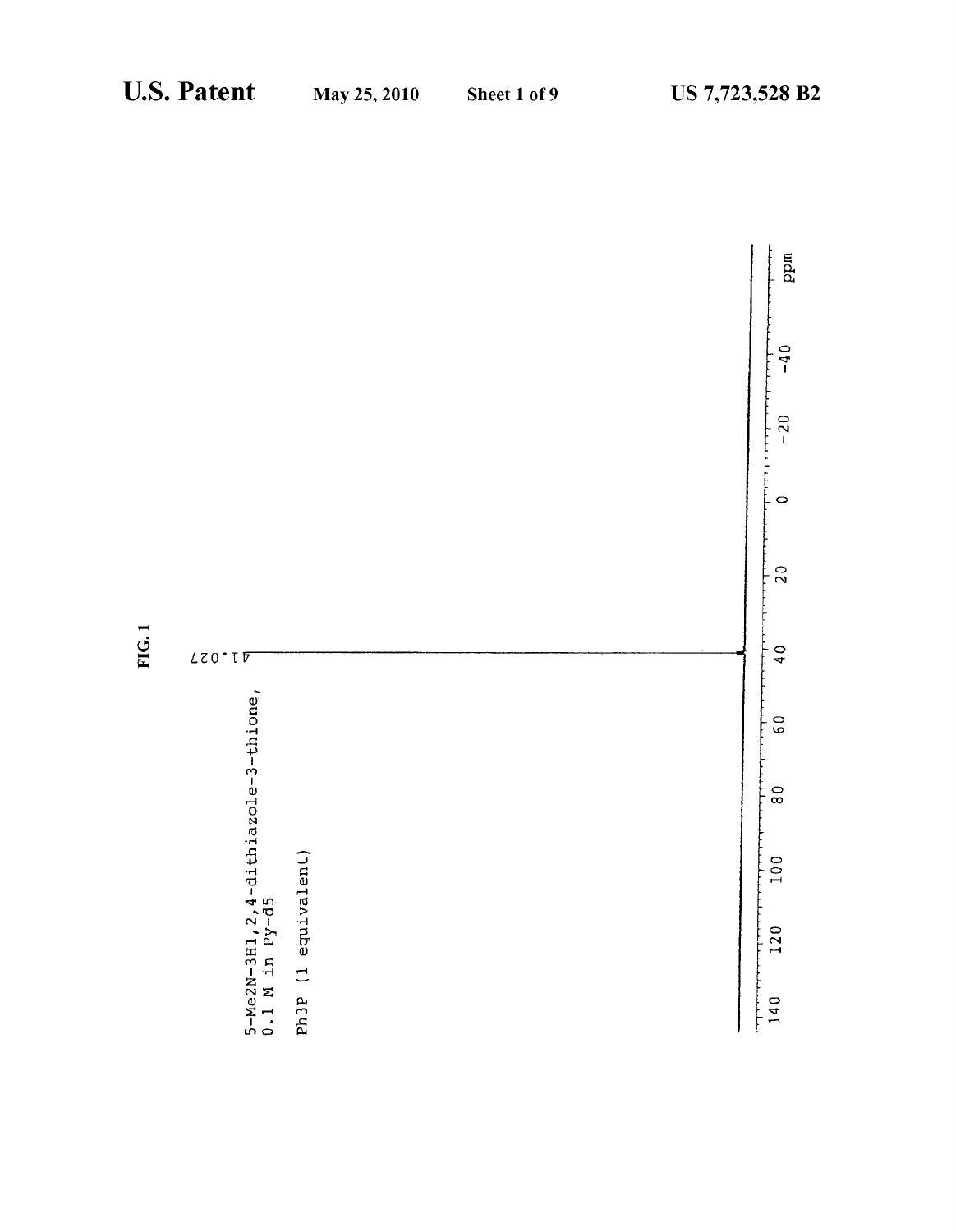FIG. 1

5-Me2N-3H1,2,4-dithiazole-3-thione,
0.1 M in Py-d5

Ph3P (1 equivalent)

41.027

140 120 100 80 60 40 20 0 -20 -40 ppm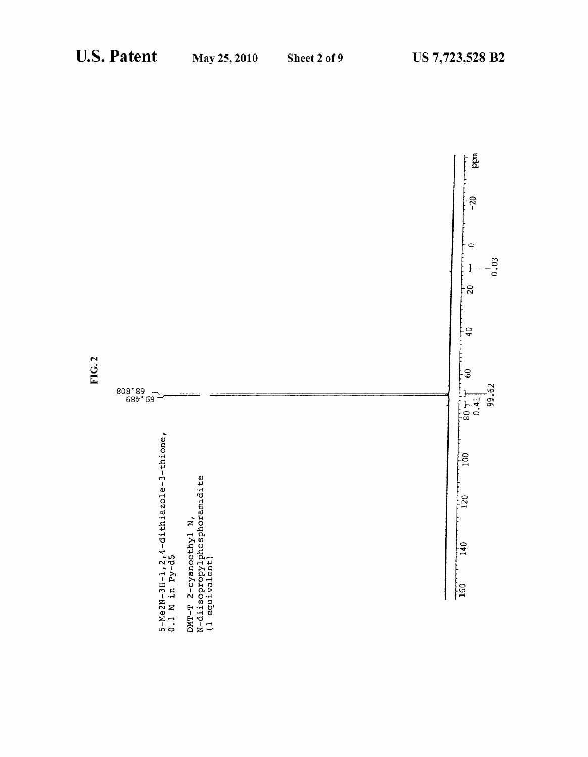FIG. 2

5-Me2N-3H-1,2,4-dithiazole-3-thione,
0.1 M in Py-d5

DMT-T 2-cyanoethyl N,
N-diisopropylphosphoramidite
(1 equivalent)

69.489
68.808

0.41
99.62
0.03

160 140 120 100 80 60 40 20 0 -20 ppm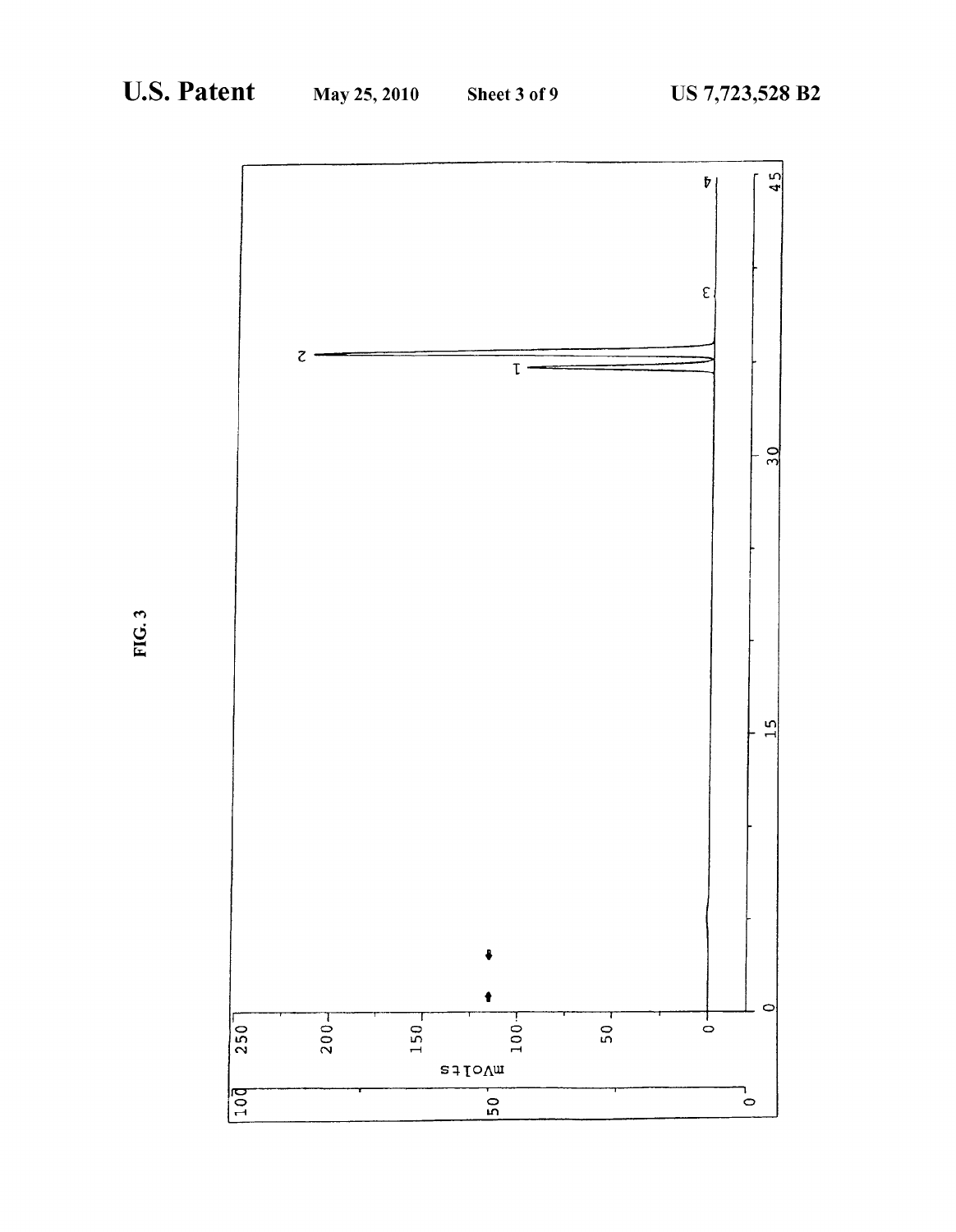FIG. 3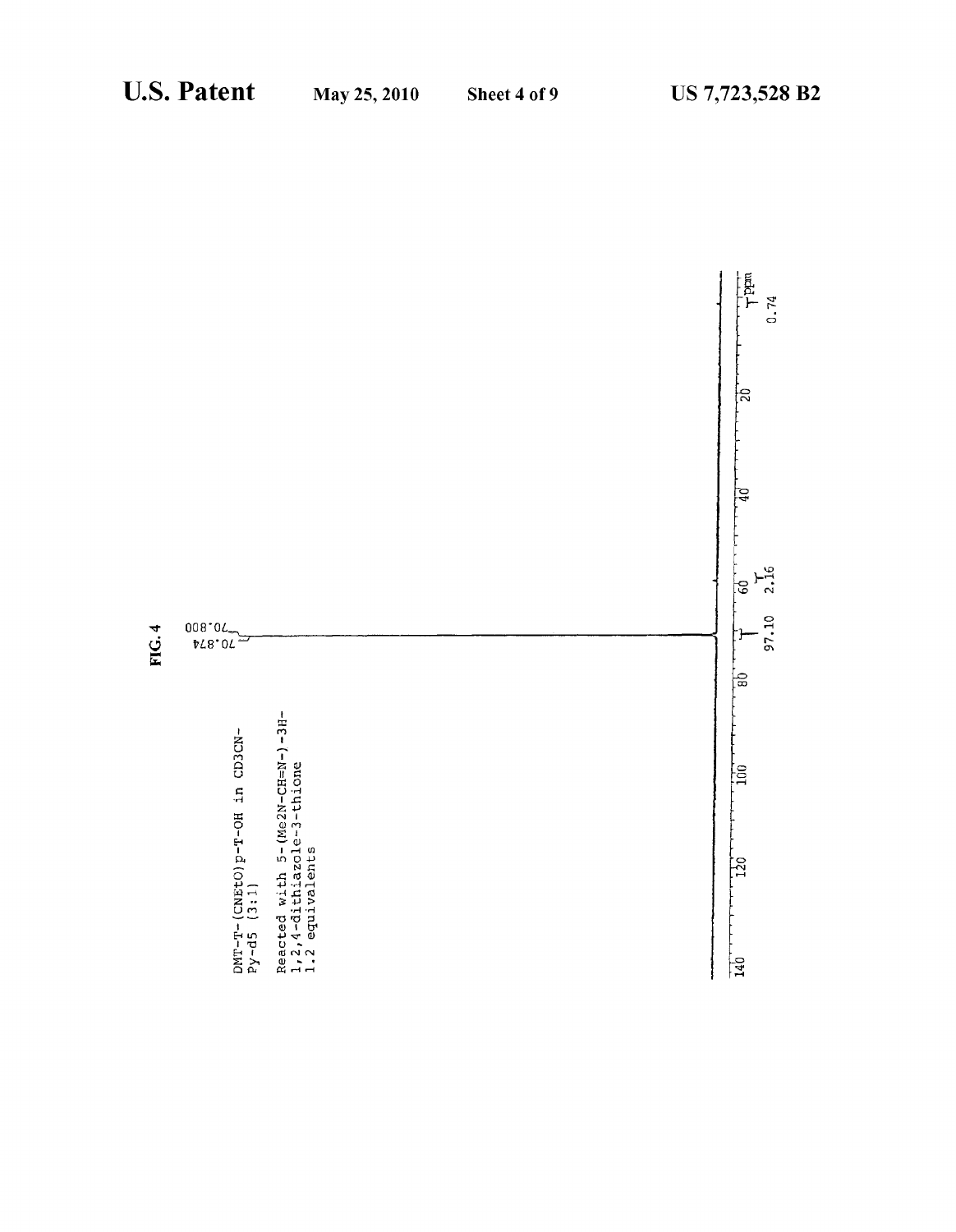FIG. 4

DMT-T-(CNEtO)p-T-OH in CD3CN-Py-d5 (3:1)

Reacted with 5-(Me2N-CH=N-)-3H-1,2,4-dithiazole-3-thione 1.2 equivalents

70.874
70.800

97.10
2.16
0.74

140 120 100 80 60 40 20 ppm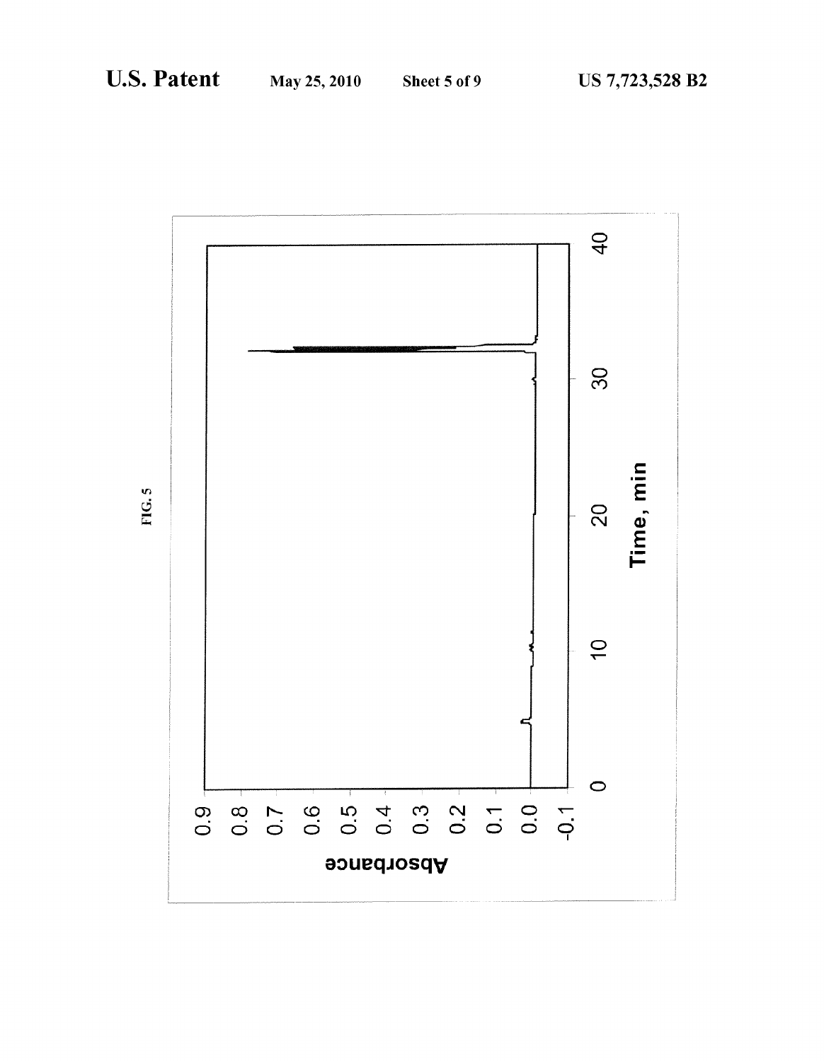FIG. 5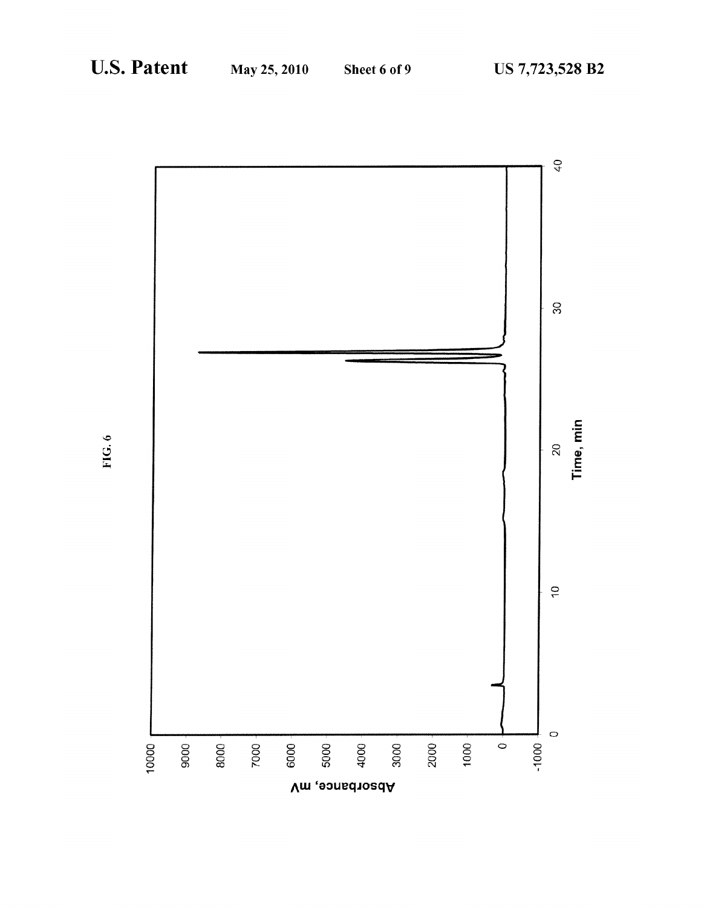FIG. 6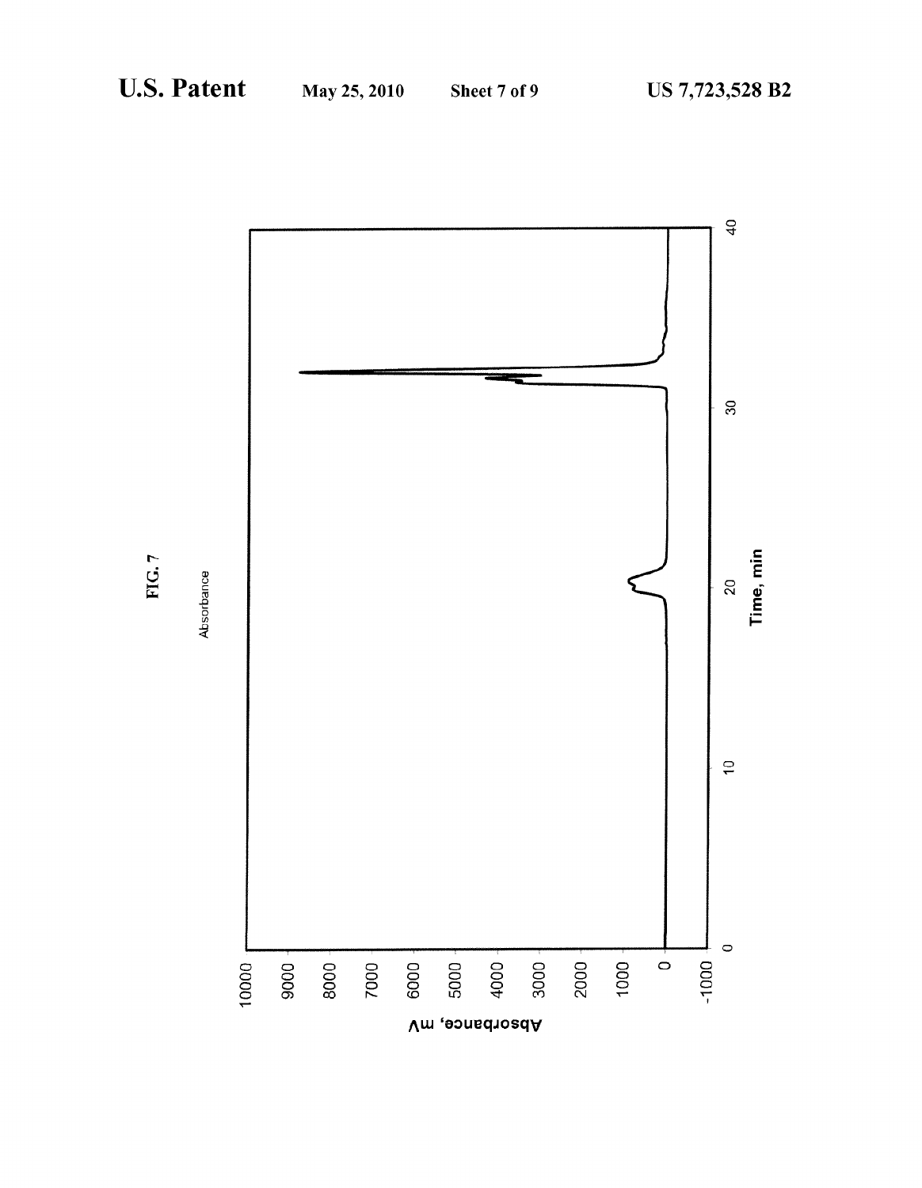FIG. 7

Absorbance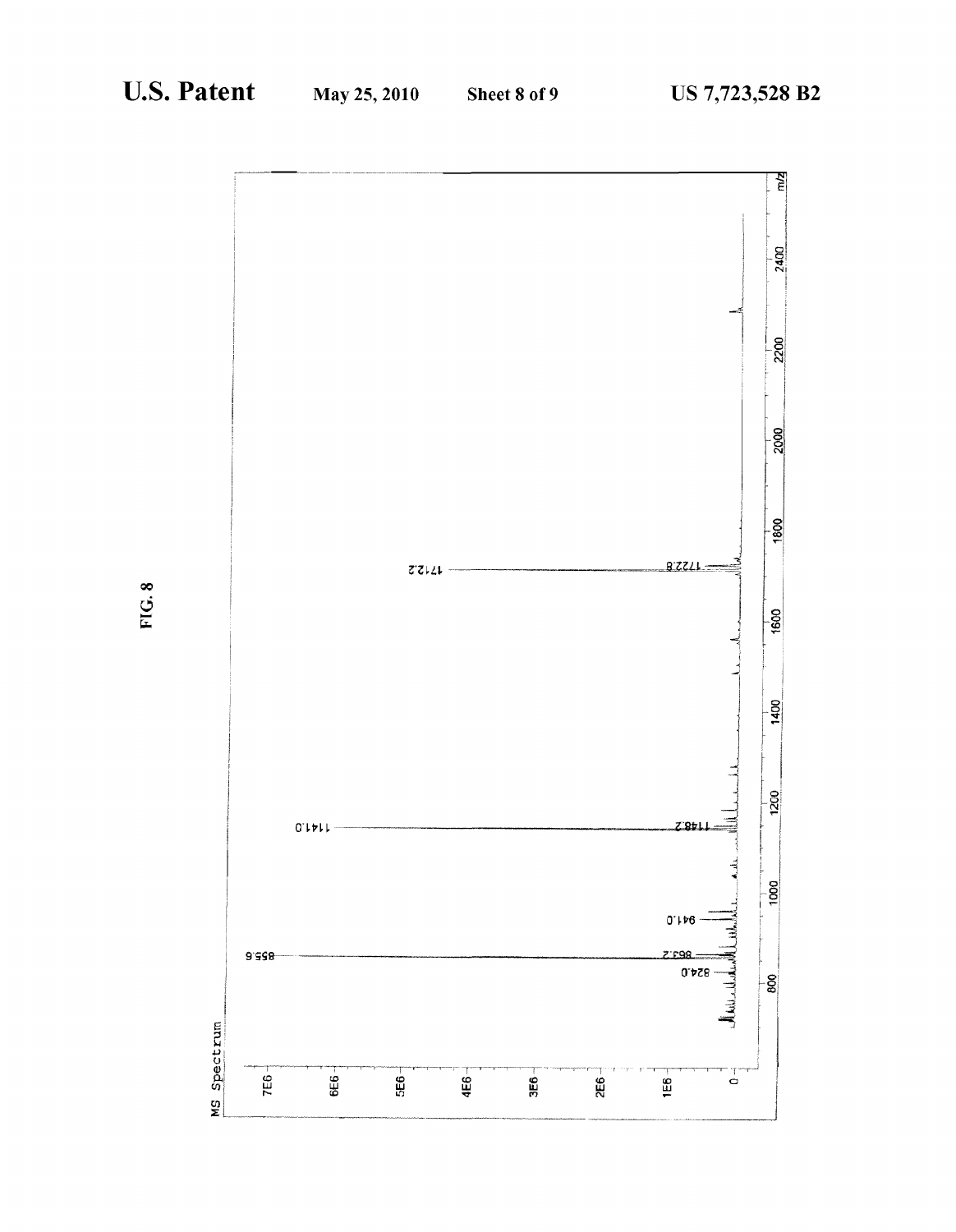FIG. 8

MS Spectrum

| | |
|---|---|
| 855.6 | |
| 863.2 | |
| 824.0 | |
| 941.0 | |
| 1141.0 | |
| 1148.2 | |
| 1712.2 | |
| 1722.8 | |

m/z: 800, 1000, 1200, 1400, 1600, 1800, 2000, 2200, 2400

0, 1E6, 2E6, 3E6, 4E6, 5E6, 6E6, 7E6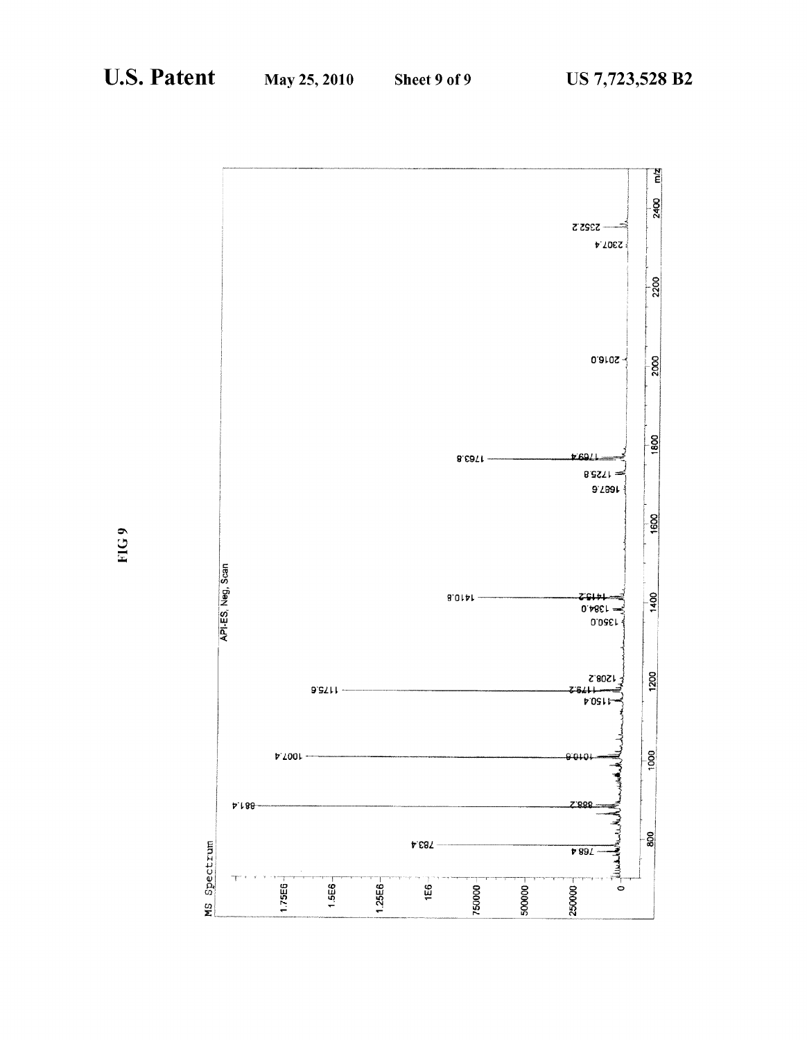FIG 9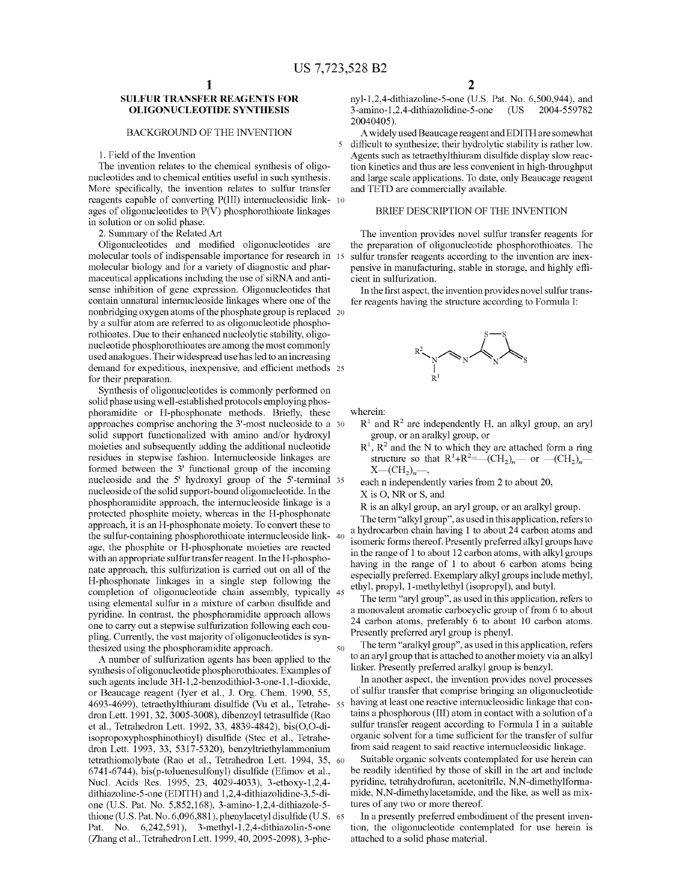## SULFUR TRANSFER REAGENTS FOR OLIGONUCLEOTIDE SYNTHESIS

### BACKGROUND OF THE INVENTION

1. Field of the Invention

The invention relates to the chemical synthesis of oligonucleotides and to chemical entities useful in such synthesis. More specifically, the invention relates to sulfur transfer reagents capable of converting P(III) internucleosidic linkages of oligonucleotides to P(V) phosphorothioate linkages in solution or on solid phase.

2. Summary of the Related Art

Oligonucleotides and modified oligonucleotides are molecular tools of indispensable importance for research in molecular biology and for a variety of diagnostic and pharmaceutical applications including the use of siRNA and antisense inhibition of gene expression. Oligonucleotides that contain unnatural internucleoside linkages where one of the nonbridging oxygen atoms of the phosphate group is replaced by a sulfur atom are referred to as oligonucleotide phosphorothioates. Due to their enhanced nucleolytic stability, oligonucleotide phosphorothioates are among the most commonly used analogues. Their widespread use has led to an increasing demand for expeditious, inexpensive, and efficient methods for their preparation.

Synthesis of oligonucleotides is commonly performed on solid phase using well-established protocols employing phosphoramidite or H-phosphonate methods. Briefly, these approaches comprise anchoring the 3'-most nucleoside to a solid support functionalized with amino and/or hydroxyl moieties and subsequently adding the additional nucleotide residues in stepwise fashion. Internucleoside linkages are formed between the 3' functional group of the incoming nucleoside and the 5' hydroxyl group of the 5'-terminal nucleoside of the solid support-bound oligonucleotide. In the phosphoramidite approach, the internucleoside linkage is a protected phosphite moiety, whereas in the H-phosphonate approach, it is an H-phosphonate moiety. To convert these to the sulfur-containing phosphorothioate internucleoside linkage, the phosphite or H-phosphonate moieties are reacted with an appropriate sulfur transfer reagent. In the H-phosphonate approach, this sulfurization is carried out on all of the H-phosphonate linkages in a single step following the completion of oligonucleotide chain assembly, typically using elemental sulfur in a mixture of carbon disulfide and pyridine. In contrast, the phosphoramidite approach allows one to carry out a stepwise sulfurization following each coupling. Currently, the vast majority of oligonucleotides is synthesized using the phosphoramidite approach.

A number of sulfurization agents has been applied to the synthesis of oligonucleotide phosphorothioates. Examples of such agents include 3H-1,2-benzodithiol-3-one-1,1-dioxide, or Beaucage reagent (Iyer et al., J. Org. Chem. 1990, 55, 4693-4699), tetraethylthiuram disulfide (Vu et al., Tetrahedron Lett. 1991, 32, 3005-3008), dibenzoyl tetrasulfide (Rao et al., Tetrahedron Lett. 1992, 33, 4839-4842), bis(O,O-diisopropoxyphosphinothioyl) disulfide (Stec et al., Tetrahedron Lett. 1993, 33, 5317-5320), benzyltriethylammonium tetrathiomolybate (Rao et al., Tetrahedron Lett. 1994, 35, 6741-6744), bis(p-toluenesulfonyl) disulfide (Efimov et al., Nucl. Acids Res. 1995, 23, 4029-4033), 3-ethoxy-1,2,4-dithiazoline-5-one (EDITH) and 1,2,4-dithiazolidine-3,5-dione (U.S. Pat. No. 5,852,168), 3-amino-1,2,4-dithiazole-5-thione (U.S. Pat. No. 6,096,881), phenylacetyl disulfide (U.S. Pat. No. 6,242,591), 3-methyl-1,2,4-dithiazolin-5-one (Zhang et al., Tetrahedron Lett. 1999, 40, 2095-2098), 3-phenyl-1,2,4-dithiazoline-5-one (U.S. Pat. No. 6,500,944), and 3-amino-1,2,4-dithiazolidine-5-one (US 2004-559782 20040405).

A widely used Beaucage reagent and EDITH are somewhat difficult to synthesize; their hydrolytic stability is rather low. Agents such as tetraethylthiuram disulfide display slow reaction kinetics and thus are less convenient in high-throughput and large scale applications. To date, only Beaucage reagent and TETD are commercially available.

### BRIEF DESCRIPTION OF THE INVENTION

The invention provides novel sulfur transfer reagents for the preparation of oligonucleotide phosphorothioates. The sulfur transfer reagents according to the invention are inexpensive in manufacturing, stable in storage, and highly efficient in sulfurization.

In the first aspect, the invention provides novel sulfur transfer reagents having the structure according to Formula I:

$$R^2R^1N-CH=N-\text{(3-yl-1,2,4-dithiazole-5-thione)}$$

wherein:

- $R^1$ and $R^2$ are independently H, an alkyl group, an aryl group, or an aralkyl group, or
- $R^1$, $R^2$ and the N to which they are attached form a ring structure so that $R^1+R^2=-(CH_2)_n-$ or $-(CH_2)_n-X-(CH_2)_n-$,
- each n independently varies from 2 to about 20,
- X is O, NR or S, and
- R is an alkyl group, an aryl group, or an aralkyl group.

The term "alkyl group", as used in this application, refers to a hydrocarbon chain having 1 to about 24 carbon atoms and isomeric forms thereof. Presently preferred alkyl groups have in the range of 1 to about 12 carbon atoms, with alkyl groups having in the range of 1 to about 6 carbon atoms being especially preferred. Exemplary alkyl groups include methyl, ethyl, propyl, 1-methylethyl (isopropyl), and butyl.

The term "aryl group", as used in this application, refers to a monovalent aromatic carbocyclic group of from 6 to about 24 carbon atoms, preferably 6 to about 10 carbon atoms. Presently preferred aryl group is phenyl.

The term "aralkyl group", as used in this application, refers to an aryl group that is attached to another moiety via an alkyl linker. Presently preferred aralkyl group is benzyl.

In another aspect, the invention provides novel processes of sulfur transfer that comprise bringing an oligonucleotide having at least one reactive internucleosidic linkage that contains a phosphorous (III) atom in contact with a solution of a sulfur transfer reagent according to Formula I in a suitable organic solvent for a time sufficient for the transfer of sulfur from said reagent to said reactive internucleosidic linkage.

Suitable organic solvents contemplated for use herein can be readily identified by those of skill in the art and include pyridine, tetrahydrofuran, acetonitrile, N,N-dimethylformamide, N,N-dimethylacetamide, and the like, as well as mixtures of any two or more thereof.

In a presently preferred embodiment of the present invention, the oligonucleotide contemplated for use herein is attached to a solid phase material.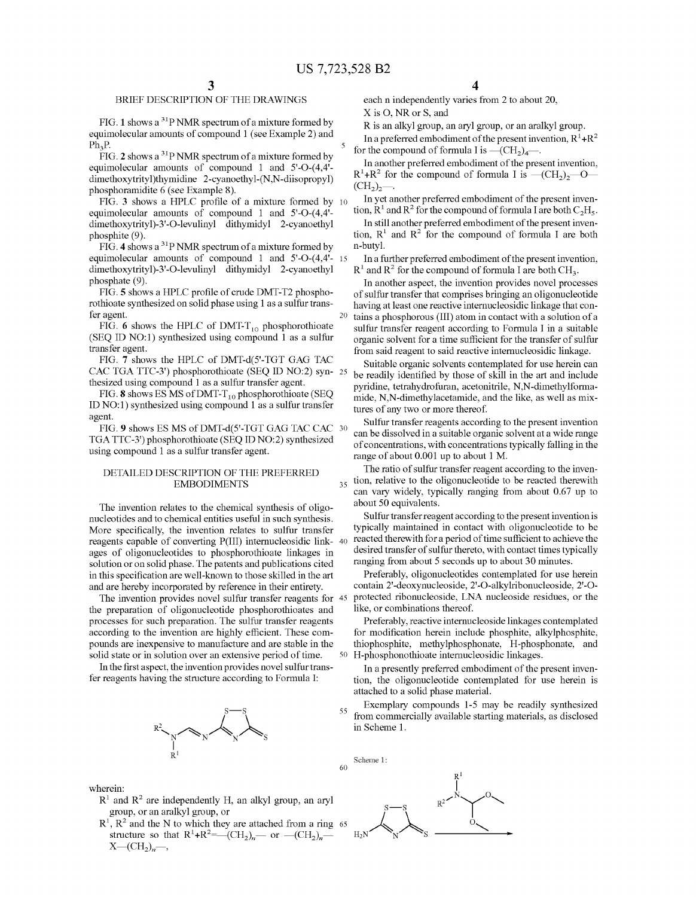## BRIEF DESCRIPTION OF THE DRAWINGS

FIG. 1 shows a $^{31}$P NMR spectrum of a mixture formed by equimolecular amounts of compound 1 (see Example 2) and $Ph_3P$.

FIG. 2 shows a $^{31}$P NMR spectrum of a mixture formed by equimolecular amounts of compound 1 and 5'-O-(4,4'-dimethoxytrityl)thymidine 2-cyanoethyl-(N,N-diisopropyl) phosphoramidite 6 (see Example 8).

FIG. 3 shows a HPLC profile of a mixture formed by equimolecular amounts of compound 1 and 5'-O-(4,4'-dimethoxytrityl)-3'-O-levulinyl dithymidyl 2-cyanoethyl phosphite (9).

FIG. 4 shows a $^{31}$P NMR spectrum of a mixture formed by equimolecular amounts of compound 1 and 5'-O-(4,4'-dimethoxytrityl)-3'-O-levulinyl dithymidyl 2-cyanoethyl phosphate (9).

FIG. 5 shows a HPLC profile of crude DMT-T2 phosphorothioate synthesized on solid phase using 1 as a sulfur transfer agent.

FIG. 6 shows the HPLC of DMT-$T_{10}$ phosphorothioate (SEQ ID NO:1) synthesized using compound 1 as a sulfur transfer agent.

FIG. 7 shows the HPLC of DMT-d(5'-TGT GAG TAC CAC TGA TTC-3') phosphorothioate (SEQ ID NO:2) synthesized using compound 1 as a sulfur transfer agent.

FIG. 8 shows ES MS of DMT-$T_{10}$ phosphorothioate (SEQ ID NO:1) synthesized using compound 1 as a sulfur transfer agent.

FIG. 9 shows ES MS of DMT-d(5'-TGT GAG TAC CAC TGA TTC-3') phosphorothioate (SEQ ID NO:2) synthesized using compound 1 as a sulfur transfer agent.

## DETAILED DESCRIPTION OF THE PREFERRED EMBODIMENTS

The invention relates to the chemical synthesis of oligonucleotides and to chemical entities useful in such synthesis. More specifically, the invention relates to sulfur transfer reagents capable of converting P(III) internucleosidic linkages of oligonucleotides to phosphorothioate linkages in solution or on solid phase. The patents and publications cited in this specification are well-known to those skilled in the art and are hereby incorporated by reference in their entirety.

The invention provides novel sulfur transfer reagents for the preparation of oligonucleotide phosphorothioates and processes for such preparation. The sulfur transfer reagents according to the invention are highly efficient. These compounds are inexpensive to manufacture and are stable in the solid state or in solution over an extensive period of time.

In the first aspect, the invention provides novel sulfur transfer reagents having the structure according to Formula I:

wherein:

- $R^1$ and $R^2$ are independently H, an alkyl group, an aryl group, or an aralkyl group, or
- $R^1$, $R^2$ and the N to which they are attached from a ring structure so that $R^1+R^2$=—$(CH_2)_n$— or —$(CH_2)_n$—X—$(CH_2)_n$—,

each n independently varies from 2 to about 20,

X is O, NR or S, and

R is an alkyl group, an aryl group, or an aralkyl group.

In a preferred embodiment of the present invention, $R^1+R^2$ for the compound of formula I is —$(CH_2)_4$—.

In another preferred embodiment of the present invention, $R^1+R^2$ for the compound of formula I is —$(CH_2)_2$—O—$(CH_2)_2$—.

In yet another preferred embodiment of the present invention, $R^1$ and $R^2$ for the compound of formula I are both $C_2H_5$.

In still another preferred embodiment of the present invention, $R^1$ and $R^2$ for the compound of formula I are both n-butyl.

In a further preferred embodiment of the present invention, $R^1$ and $R^2$ for the compound of formula I are both $CH_3$.

In another aspect, the invention provides novel processes of sulfur transfer that comprises bringing an oligonucleotide having at least one reactive internucleosidic linkage that contains a phosphorous (III) atom in contact with a solution of a sulfur transfer reagent according to Formula I in a suitable organic solvent for a time sufficient for the transfer of sulfur from said reagent to said reactive internucleosidic linkage.

Suitable organic solvents contemplated for use herein can be readily identified by those of skill in the art and include pyridine, tetrahydrofuran, acetonitrile, N,N-dimethylformamide, N,N-dimethylacetamide, and the like, as well as mixtures of any two or more thereof.

Sulfur transfer reagents according to the present invention can be dissolved in a suitable organic solvent at a wide range of concentrations, with concentrations typically falling in the range of about 0.001 up to about 1 M.

The ratio of sulfur transfer reagent according to the invention, relative to the oligonucleotide to be reacted therewith can vary widely, typically ranging from about 0.67 up to about 50 equivalents.

Sulfur transfer reagent according to the present invention is typically maintained in contact with oligonucleotide to be reacted therewith for a period of time sufficient to achieve the desired transfer of sulfur thereto, with contact times typically ranging from about 5 seconds up to about 30 minutes.

Preferably, oligonucleotides contemplated for use herein contain 2'-deoxynucleoside, 2'-O-alkylribonucleoside, 2'-O-protected ribonucleoside, LNA nucleoside residues, or the like, or combinations thereof.

Preferably, reactive internucleoside linkages contemplated for modification herein include phosphite, alkylphosphite, thiophosphite, methylphosphonate, H-phosphonate, and H-phosphonothioate internucleosidic linkages.

In a presently preferred embodiment of the present invention, the oligonucleotide contemplated for use herein is attached to a solid phase material.

Exemplary compounds 1-5 may be readily synthesized from commercially available starting materials, as disclosed in Scheme 1.

Scheme 1: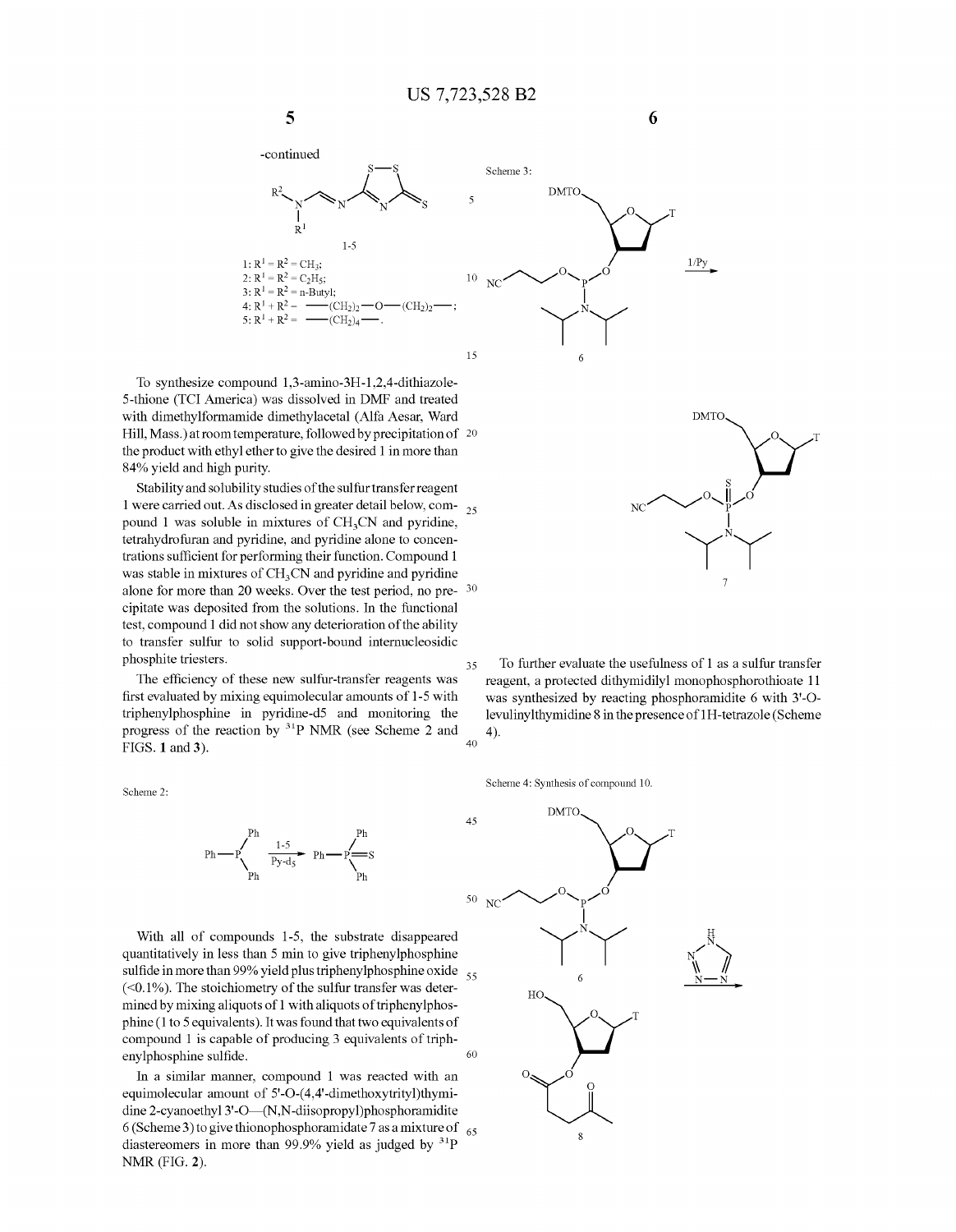-continued

1-5

1: $R^1 = R^2 = CH_3$;
2: $R^1 = R^2 = C_2H_5$;
3: $R^1 = R^2$ = n-Butyl;
4: $R^1 + R^2$ = —$(CH_2)_2$—O—$(CH_2)_2$—;
5: $R^1 + R^2$ = —$(CH_2)_4$—.

To synthesize compound 1,3-amino-3H-1,2,4-dithiazole-5-thione (TCI America) was dissolved in DMF and treated with dimethylformamide dimethylacetal (Alfa Aesar, Ward Hill, Mass.) at room temperature, followed by precipitation of the product with ethyl ether to give the desired 1 in more than 84% yield and high purity.

Stability and solubility studies of the sulfur transfer reagent 1 were carried out. As disclosed in greater detail below, compound 1 was soluble in mixtures of $CH_3CN$ and pyridine, tetrahydrofuran and pyridine, and pyridine alone to concentrations sufficient for performing their function. Compound 1 was stable in mixtures of $CH_3CN$ and pyridine and pyridine alone for more than 20 weeks. Over the test period, no precipitate was deposited from the solutions. In the functional test, compound 1 did not show any deterioration of the ability to transfer sulfur to solid support-bound internucleosidic phosphite triesters.

The efficiency of these new sulfur-transfer reagents was first evaluated by mixing equimolecular amounts of 1-5 with triphenylphosphine in pyridine-d5 and monitoring the progress of the reaction by $^{31}P$ NMR (see Scheme 2 and FIGS. 1 and 3).

Scheme 2:

$$Ph_3P \xrightarrow[\text{Py-d}_5]{\text{1-5}} Ph_3P{=}S$$

With all of compounds 1-5, the substrate disappeared quantitatively in less than 5 min to give triphenylphosphine sulfide in more than 99% yield plus triphenylphosphine oxide (<0.1%). The stoichiometry of the sulfur transfer was determined by mixing aliquots of 1 with aliquots of triphenylphosphine (1 to 5 equivalents). It was found that two equivalents of compound 1 is capable of producing 3 equivalents of triphenylphosphine sulfide.

In a similar manner, compound 1 was reacted with an equimolecular amount of 5'-O-(4,4'-dimethoxytrityl)thymidine 2-cyanoethyl 3'-O—(N,N-diisopropyl)phosphoramidite 6 (Scheme 3) to give thionophosphoramidate 7 as a mixture of diastereomers in more than 99.9% yield as judged by $^{31}P$ NMR (FIG. 2).

Scheme 3:

6 —(1/Py)→ 7

To further evaluate the usefulness of 1 as a sulfur transfer reagent, a protected dithymidilyl monophosphorothioate 11 was synthesized by reacting phosphoramidite 6 with 3'-O-levulinylthymidine 8 in the presence of 1H-tetrazole (Scheme 4).

Scheme 4: Synthesis of compound 10.

6 + 8 —(1H-tetrazole)→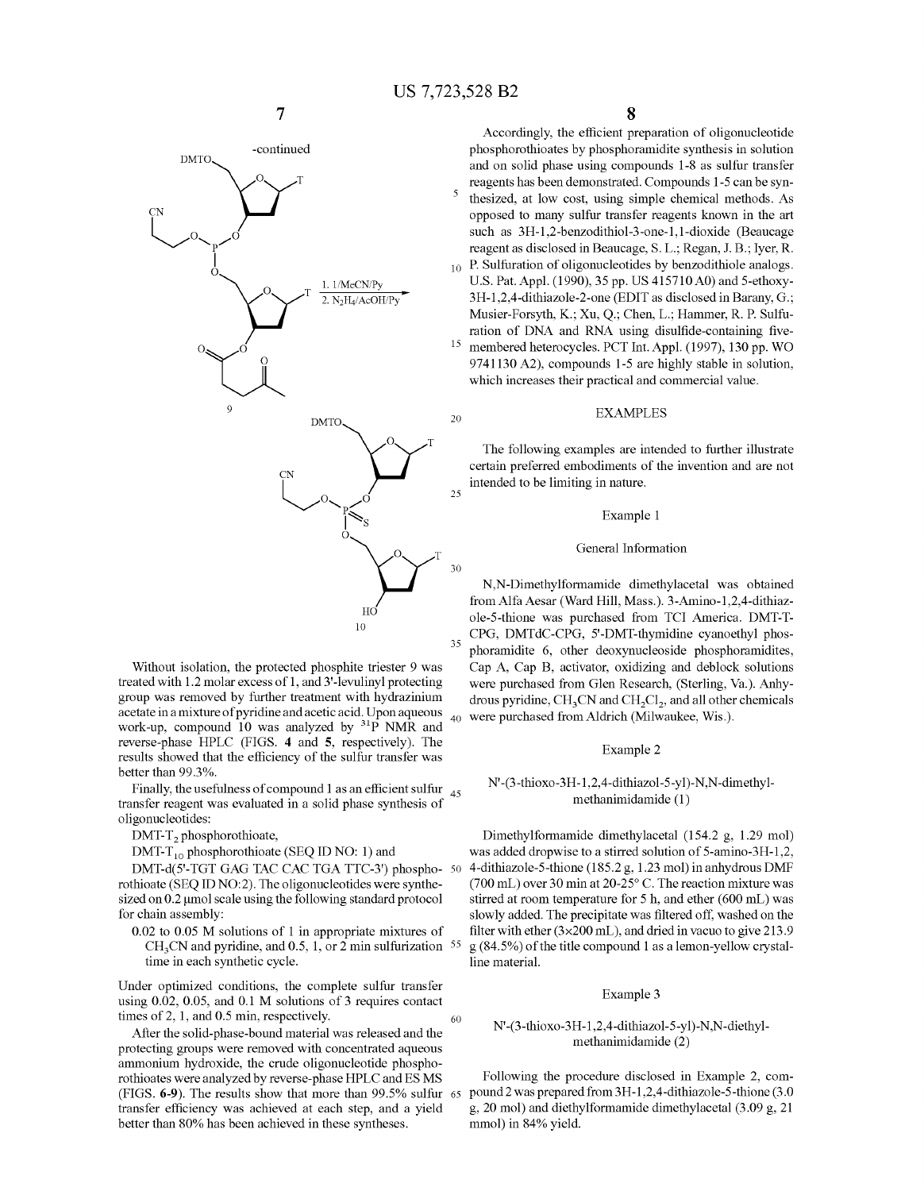-continued

9

$\xrightarrow[\text{2. } N_2H_4/AcOH/Py]{\text{1. 1/MeCN/Py}}$

10

Without isolation, the protected phosphite triester 9 was treated with 1.2 molar excess of 1, and 3'-levulinyl protecting group was removed by further treatment with hydrazinium acetate in a mixture of pyridine and acetic acid. Upon aqueous work-up, compound 10 was analyzed by $^{31}P$ NMR and reverse-phase HPLC (FIGS. **4** and **5**, respectively). The results showed that the efficiency of the sulfur transfer was better than 99.3%.

Finally, the usefulness of compound 1 as an efficient sulfur transfer reagent was evaluated in a solid phase synthesis of oligonucleotides:

DMT-$T_2$ phosphorothioate,

DMT-$T_{10}$ phosphorothioate (SEQ ID NO: 1) and

DMT-d(5'-TGT GAG TAC CAC TGA TTC-3') phosphorothioate (SEQ ID NO:2). The oligonucleotides were synthesized on 0.2 μmol scale using the following standard protocol for chain assembly:

0.02 to 0.05 M solutions of 1 in appropriate mixtures of $CH_3CN$ and pyridine, and 0.5, 1, or 2 min sulfurization time in each synthetic cycle.

Under optimized conditions, the complete sulfur transfer using 0.02, 0.05, and 0.1 M solutions of 3 requires contact times of 2, 1, and 0.5 min, respectively.

After the solid-phase-bound material was released and the protecting groups were removed with concentrated aqueous ammonium hydroxide, the crude oligonucleotide phosphorothioates were analyzed by reverse-phase HPLC and ES MS (FIGS. **6-9**). The results show that more than 99.5% sulfur transfer efficiency was achieved at each step, and a yield better than 80% has been achieved in these syntheses.

Accordingly, the efficient preparation of oligonucleotide phosphorothioates by phosphoramidite synthesis in solution and on solid phase using compounds 1-8 as sulfur transfer reagents has been demonstrated. Compounds 1-5 can be synthesized, at low cost, using simple chemical methods. As opposed to many sulfur transfer reagents known in the art such as 3H-1,2-benzodithiol-3-one-1,1-dioxide (Beaucage reagent as disclosed in Beaucage, S. L.; Regan, J. B.; Iyer, R. P. Sulfuration of oligonucleotides by benzodithiole analogs. U.S. Pat. Appl. (1990), 35 pp. US 415710 A0) and 5-ethoxy-3H-1,2,4-dithiazole-2-one (EDIT as disclosed in Barany, G.; Musier-Forsyth, K.; Xu, Q.; Chen, L.; Hammer, R. P. Sulfuration of DNA and RNA using disulfide-containing five-membered heterocycles. PCT Int. Appl. (1997), 130 pp. WO 9741130 A2), compounds 1-5 are highly stable in solution, which increases their practical and commercial value.

## EXAMPLES

The following examples are intended to further illustrate certain preferred embodiments of the invention and are not intended to be limiting in nature.

### Example 1

#### General Information

N,N-Dimethylformamide dimethylacetal was obtained from Alfa Aesar (Ward Hill, Mass.). 3-Amino-1,2,4-dithiazole-5-thione was purchased from TCI America. DMT-T-CPG, DMTdC-CPG, 5'-DMT-thymidine cyanoethyl phosphoramidite 6, other deoxynucleoside phosphoramidites, Cap A, Cap B, activator, oxidizing and deblock solutions were purchased from Glen Research, (Sterling, Va.). Anhydrous pyridine, $CH_3CN$ and $CH_2Cl_2$, and all other chemicals were purchased from Aldrich (Milwaukee, Wis.).

### Example 2

#### N'-(3-thioxo-3H-1,2,4-dithiazol-5-yl)-N,N-dimethyl-methanimidamide (1)

Dimethylformamide dimethylacetal (154.2 g, 1.29 mol) was added dropwise to a stirred solution of 5-amino-3H-1,2,4-dithiazole-5-thione (185.2 g, 1.23 mol) in anhydrous DMF (700 mL) over 30 min at 20-25° C. The reaction mixture was stirred at room temperature for 5 h, and ether (600 mL) was slowly added. The precipitate was filtered off, washed on the filter with ether (3×200 mL), and dried in vacuo to give 213.9 g (84.5%) of the title compound 1 as a lemon-yellow crystalline material.

### Example 3

#### N'-(3-thioxo-3H-1,2,4-dithiazol-5-yl)-N,N-diethyl-methanimidamide (2)

Following the procedure disclosed in Example 2, compound 2 was prepared from 3H-1,2,4-dithiazole-5-thione (3.0 g, 20 mol) and diethylformamide dimethylacetal (3.09 g, 21 mmol) in 84% yield.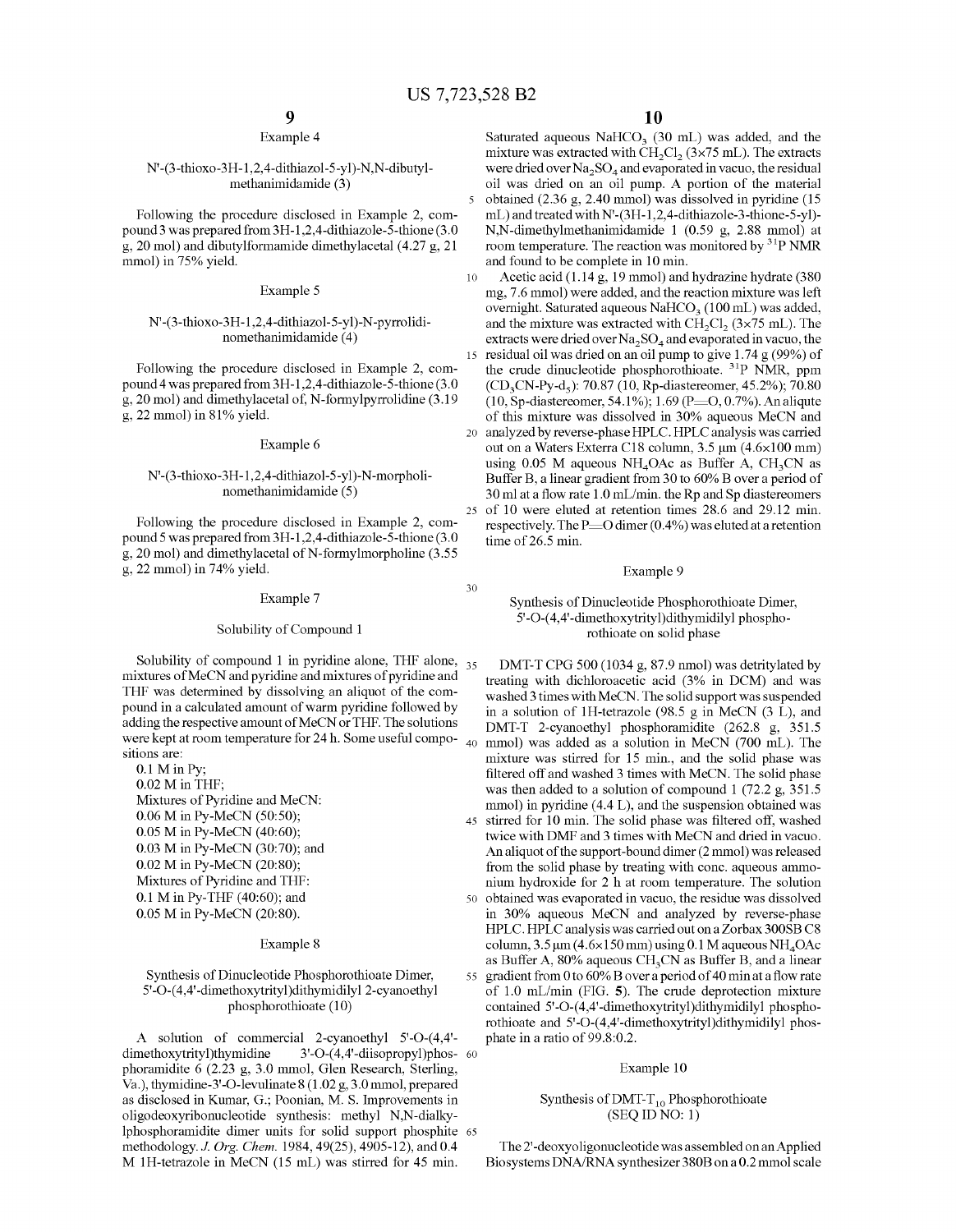### Example 4

#### N'-(3-thioxo-3H-1,2,4-dithiazol-5-yl)-N,N-dibutyl-methanimidamide (3)

Following the procedure disclosed in Example 2, compound 3 was prepared from 3H-1,2,4-dithiazole-5-thione (3.0 g, 20 mol) and dibutylformamide dimethylacetal (4.27 g, 21 mmol) in 75% yield.

### Example 5

#### N'-(3-thioxo-3H-1,2,4-dithiazol-5-yl)-N-pyrrolidinomethanimidamide (4)

Following the procedure disclosed in Example 2, compound 4 was prepared from 3H-1,2,4-dithiazole-5-thione (3.0 g, 20 mol) and dimethylacetal of, N-formylpyrrolidine (3.19 g, 22 mmol) in 81% yield.

### Example 6

#### N'-(3-thioxo-3H-1,2,4-dithiazol-5-yl)-N-morpholinomethanimidamide (5)

Following the procedure disclosed in Example 2, compound 5 was prepared from 3H-1,2,4-dithiazole-5-thione (3.0 g, 20 mol) and dimethylacetal of N-formylmorpholine (3.55 g, 22 mmol) in 74% yield.

### Example 7

#### Solubility of Compound 1

Solubility of compound 1 in pyridine alone, THF alone, mixtures of MeCN and pyridine and mixtures of pyridine and THF was determined by dissolving an aliquot of the compound in a calculated amount of warm pyridine followed by adding the respective amount of MeCN or THF. The solutions were kept at room temperature for 24 h. Some useful compositions are:

- 0.1 M in Py;
- 0.02 M in THF;
- Mixtures of Pyridine and MeCN:
- 0.06 M in Py-MeCN (50:50);
- 0.05 M in Py-MeCN (40:60);
- 0.03 M in Py-MeCN (30:70); and
- 0.02 M in Py-MeCN (20:80);
- Mixtures of Pyridine and THF:
- 0.1 M in Py-THF (40:60); and
- 0.05 M in Py-MeCN (20:80).

### Example 8

#### Synthesis of Dinucleotide Phosphorothioate Dimer, 5'-O-(4,4'-dimethoxytrityl)dithymidilyl 2-cyanoethyl phosphorothioate (10)

A solution of commercial 2-cyanoethyl 5'-O-(4,4'-dimethoxytrityl)thymidine 3'-O-(4,4'-diisopropyl)phosphoramidite 6 (2.23 g, 3.0 mmol, Glen Research, Sterling, Va.), thymidine-3'-O-levulinate 8 (1.02 g, 3.0 mmol, prepared as disclosed in Kumar, G.; Poonian, M. S. Improvements in oligodeoxyribonucleotide synthesis: methyl N,N-dialkylphosphoramidite dimer units for solid support phosphite methodology. *J. Org. Chem.* 1984, 49(25), 4905-12), and 0.4 M 1H-tetrazole in MeCN (15 mL) was stirred for 45 min. Saturated aqueous $NaHCO_3$ (30 mL) was added, and the mixture was extracted with $CH_2Cl_2$ (3×75 mL). The extracts were dried over $Na_2SO_4$ and evaporated in vacuo, the residual oil was dried on an oil pump. A portion of the material obtained (2.36 g, 2.40 mmol) was dissolved in pyridine (15 mL) and treated with N'-(3H-1,2,4-dithiazole-3-thione-5-yl)-N,N-dimethylmethanimidamide 1 (0.59 g, 2.88 mmol) at room temperature. The reaction was monitored by $^{31}P$ NMR and found to be complete in 10 min.

Acetic acid (1.14 g, 19 mmol) and hydrazine hydrate (380 mg, 7.6 mmol) were added, and the reaction mixture was left overnight. Saturated aqueous $NaHCO_3$ (100 mL) was added, and the mixture was extracted with $CH_2Cl_2$ (3×75 mL). The extracts were dried over $Na_2SO_4$ and evaporated in vacuo, the residual oil was dried on an oil pump to give 1.74 g (99%) of the crude dinucleotide phosphorothioate. $^{31}P$ NMR, ppm ($CD_3CN$-Py-$d_5$): 70.87 (10, Rp-diastereomer, 45.2%); 70.80 (10, Sp-diastereomer, 54.1%); 1.69 (P═O, 0.7%). An aliqute of this mixture was dissolved in 30% aqueous MeCN and analyzed by reverse-phase HPLC. HPLC analysis was carried out on a Waters Exterra C18 column, 3.5 μm (4.6×100 mm) using 0.05 M aqueous $NH_4OAc$ as Buffer A, $CH_3CN$ as Buffer B, a linear gradient from 30 to 60% B over a period of 30 ml at a flow rate 1.0 mL/min. the Rp and Sp diastereomers of 10 were eluted at retention times 28.6 and 29.12 min. respectively. The P═O dimer (0.4%) was eluted at a retention time of 26.5 min.

### Example 9

#### Synthesis of Dinucleotide Phosphorothioate Dimer, 5'-O-(4,4'-dimethoxytrityl)dithymidilyl phosphorothioate on solid phase

DMT-T CPG 500 (1034 g, 87.9 nmol) was detritylated by treating with dichloroacetic acid (3% in DCM) and was washed 3 times with MeCN. The solid support was suspended in a solution of 1H-tetrazole (98.5 g in MeCN (3 L), and DMT-T 2-cyanoethyl phosphoramidite (262.8 g, 351.5 mmol) was added as a solution in MeCN (700 mL). The mixture was stirred for 15 min., and the solid phase was filtered off and washed 3 times with MeCN. The solid phase was then added to a solution of compound 1 (72.2 g, 351.5 mmol) in pyridine (4.4 L), and the suspension obtained was stirred for 10 min. The solid phase was filtered off, washed twice with DMF and 3 times with MeCN and dried in vacuo. An aliquot of the support-bound dimer (2 mmol) was released from the solid phase by treating with conc. aqueous ammonium hydroxide for 2 h at room temperature. The solution obtained was evaporated in vacuo, the residue was dissolved in 30% aqueous MeCN and analyzed by reverse-phase HPLC. HPLC analysis was carried out on a Zorbax 300SB C8 column, 3.5 μm (4.6×150 mm) using 0.1 M aqueous $NH_4OAc$ as Buffer A, 80% aqueous $CH_3CN$ as Buffer B, and a linear gradient from 0 to 60% B over a period of 40 min at a flow rate of 1.0 mL/min (FIG. 5). The crude deprotection mixture contained 5'-O-(4,4'-dimethoxytrityl)dithymidilyl phosphorothioate and 5'-O-(4,4'-dimethoxytrityl)dithymidilyl phosphate in a ratio of 99.8:0.2.

### Example 10

#### Synthesis of DMT-$T_{10}$ Phosphorothioate (SEQ ID NO: 1)

The 2'-deoxyoligonucleotide was assembled on an Applied Biosystems DNA/RNA synthesizer 380B on a 0.2 mmol scale